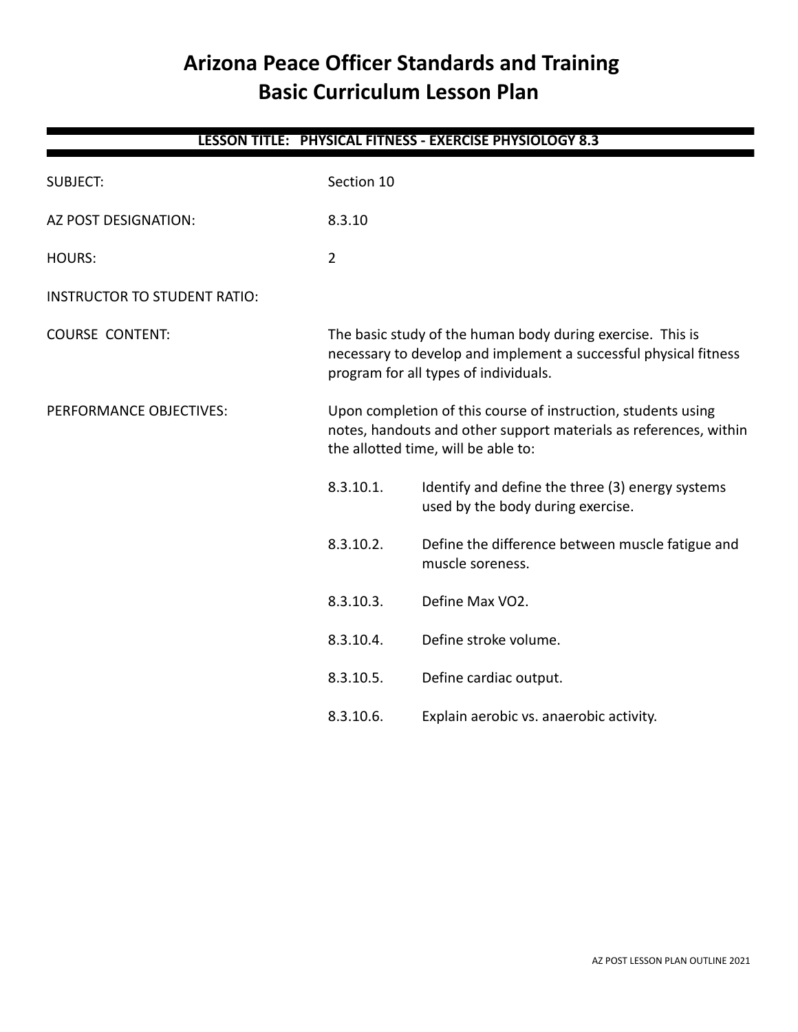# Arizona Peace Officer Standards and Training
# Basic Curriculum Lesson Plan

**LESSON TITLE: PHYSICAL FITNESS - EXERCISE PHYSIOLOGY 8.3**

SUBJECT: Section 10

AZ POST DESIGNATION: 8.3.10

HOURS: 2

INSTRUCTOR TO STUDENT RATIO:

COURSE CONTENT: The basic study of the human body during exercise. This is necessary to develop and implement a successful physical fitness program for all types of individuals.

PERFORMANCE OBJECTIVES: Upon completion of this course of instruction, students using notes, handouts and other support materials as references, within the allotted time, will be able to:

8.3.10.1. Identify and define the three (3) energy systems used by the body during exercise.

8.3.10.2. Define the difference between muscle fatigue and muscle soreness.

8.3.10.3. Define Max VO2.

8.3.10.4. Define stroke volume.

8.3.10.5. Define cardiac output.

8.3.10.6. Explain aerobic vs. anaerobic activity.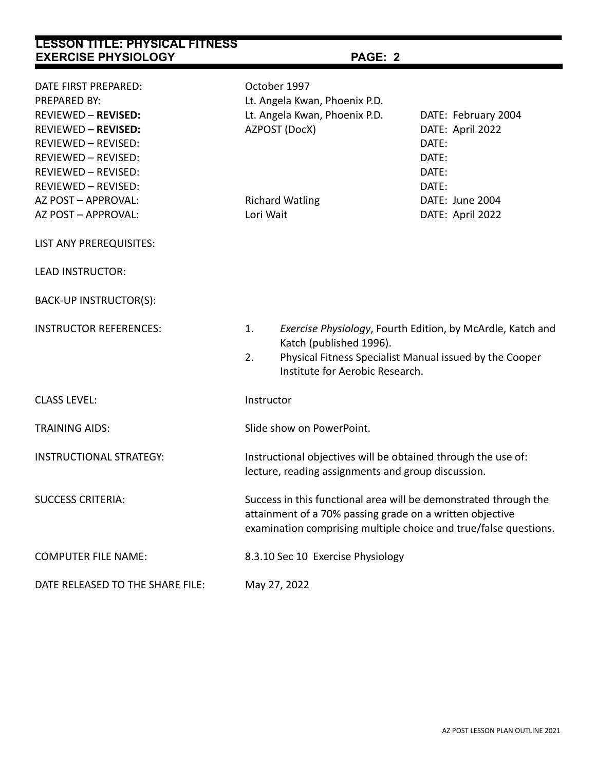**LESSON TITLE: PHYSICAL FITNESS EXERCISE PHYSIOLOGY**

| | | |
|---|---|---|
| DATE FIRST PREPARED: | October 1997 | |
| PREPARED BY: | Lt. Angela Kwan, Phoenix P.D. | |
| REVIEWED – **REVISED:** | Lt. Angela Kwan, Phoenix P.D. | DATE: February 2004 |
| REVIEWED – **REVISED:** | AZPOST (DocX) | DATE: April 2022 |
| REVIEWED – REVISED: | | DATE: |
| REVIEWED – REVISED: | | DATE: |
| REVIEWED – REVISED: | | DATE: |
| REVIEWED – REVISED: | | DATE: |
| AZ POST – APPROVAL: | Richard Watling | DATE: June 2004 |
| AZ POST – APPROVAL: | Lori Wait | DATE: April 2022 |

LIST ANY PREREQUISITES:

LEAD INSTRUCTOR:

BACK-UP INSTRUCTOR(S):

INSTRUCTOR REFERENCES:

1. *Exercise Physiology*, Fourth Edition, by McArdle, Katch and Katch (published 1996).
2. Physical Fitness Specialist Manual issued by the Cooper Institute for Aerobic Research.

CLASS LEVEL: Instructor

TRAINING AIDS: Slide show on PowerPoint.

INSTRUCTIONAL STRATEGY: Instructional objectives will be obtained through the use of: lecture, reading assignments and group discussion.

SUCCESS CRITERIA: Success in this functional area will be demonstrated through the attainment of a 70% passing grade on a written objective examination comprising multiple choice and true/false questions.

COMPUTER FILE NAME: 8.3.10 Sec 10 Exercise Physiology

DATE RELEASED TO THE SHARE FILE: May 27, 2022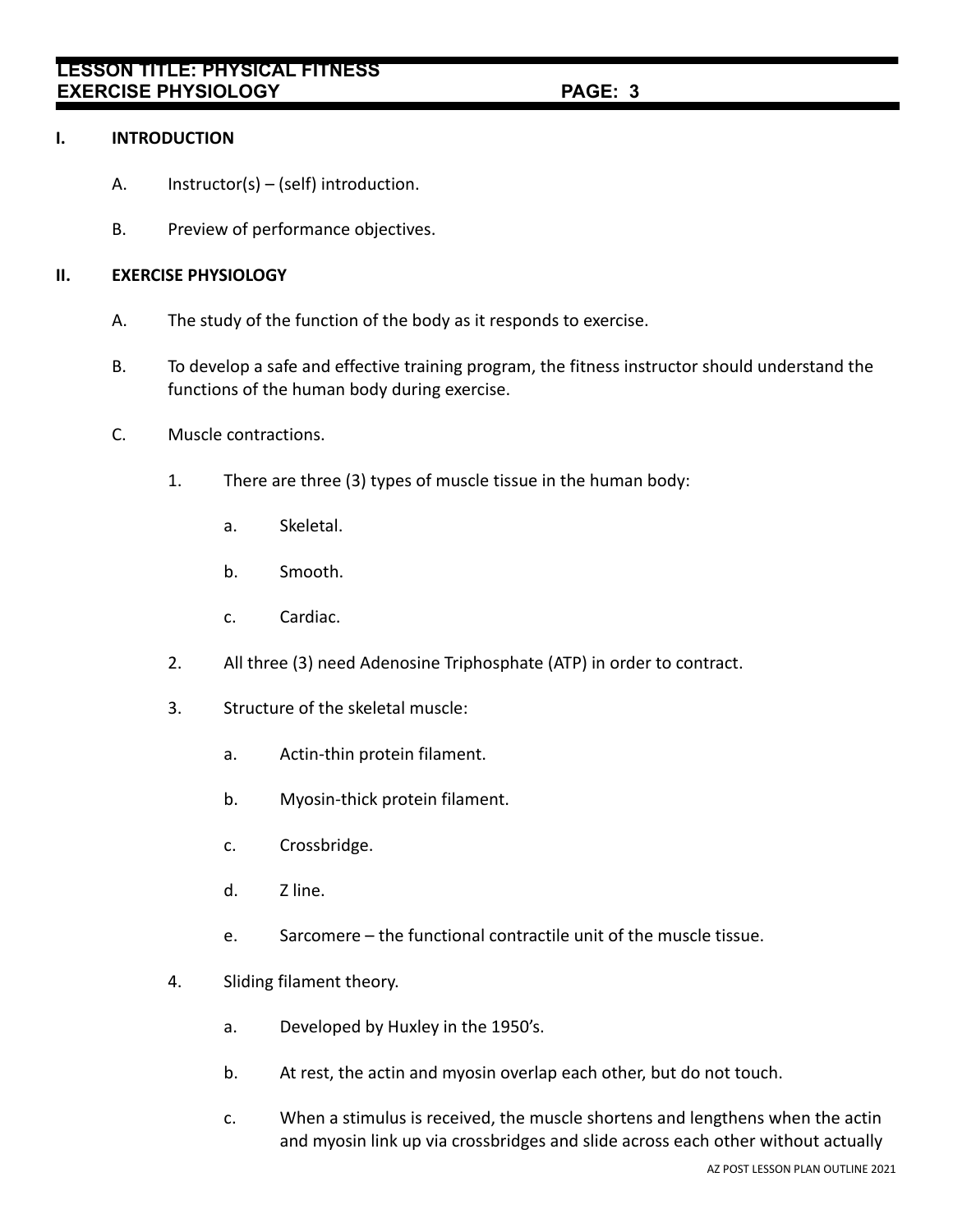## I. INTRODUCTION

A. Instructor(s) – (self) introduction.

B. Preview of performance objectives.

## II. EXERCISE PHYSIOLOGY

A. The study of the function of the body as it responds to exercise.

B. To develop a safe and effective training program, the fitness instructor should understand the functions of the human body during exercise.

C. Muscle contractions.

1. There are three (3) types of muscle tissue in the human body:

   a. Skeletal.

   b. Smooth.

   c. Cardiac.

2. All three (3) need Adenosine Triphosphate (ATP) in order to contract.

3. Structure of the skeletal muscle:

   a. Actin-thin protein filament.

   b. Myosin-thick protein filament.

   c. Crossbridge.

   d. Z line.

   e. Sarcomere – the functional contractile unit of the muscle tissue.

4. Sliding filament theory.

   a. Developed by Huxley in the 1950's.

   b. At rest, the actin and myosin overlap each other, but do not touch.

   c. When a stimulus is received, the muscle shortens and lengthens when the actin and myosin link up via crossbridges and slide across each other without actually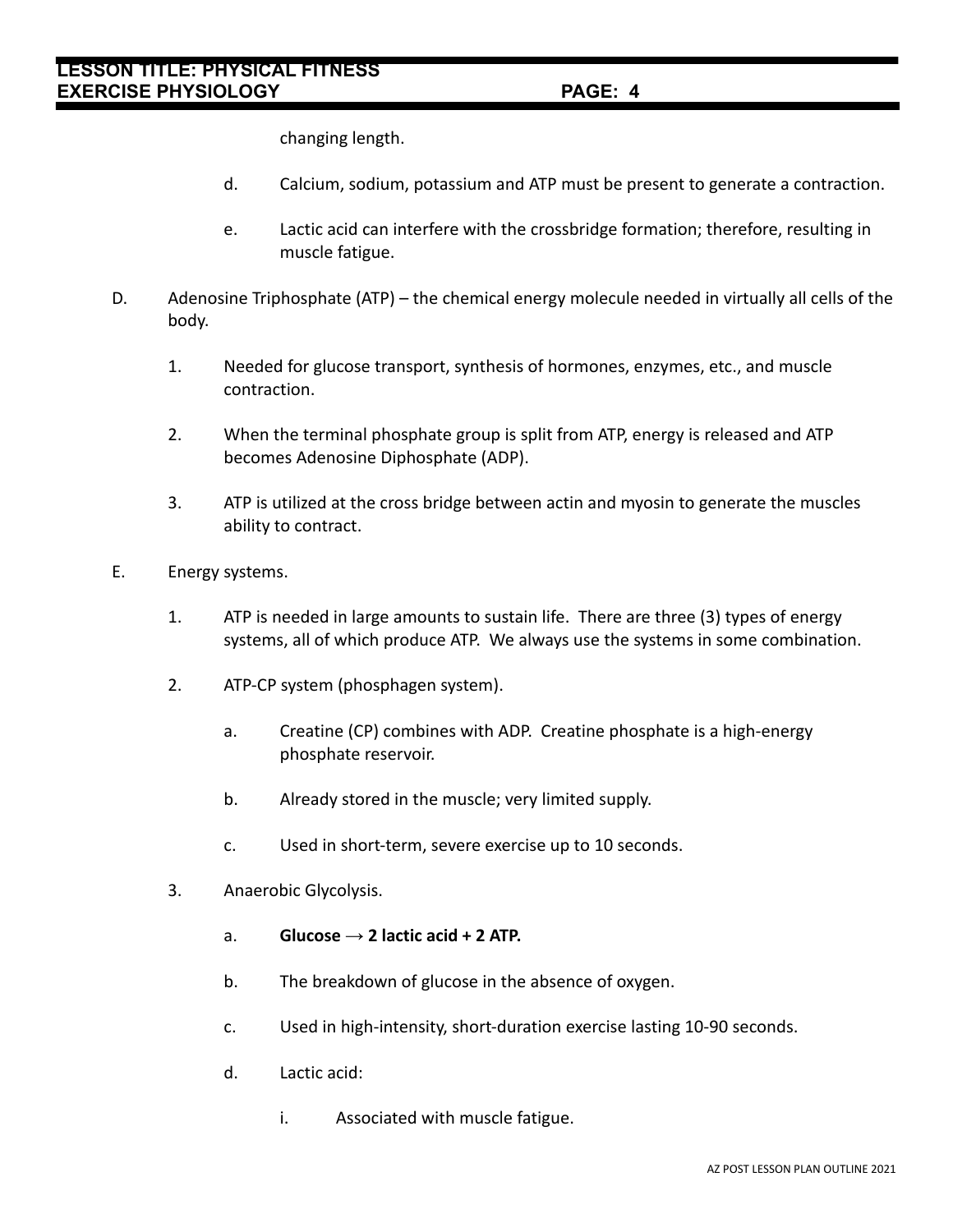changing length.

d. Calcium, sodium, potassium and ATP must be present to generate a contraction.

e. Lactic acid can interfere with the crossbridge formation; therefore, resulting in muscle fatigue.

D. Adenosine Triphosphate (ATP) – the chemical energy molecule needed in virtually all cells of the body.

1. Needed for glucose transport, synthesis of hormones, enzymes, etc., and muscle contraction.

2. When the terminal phosphate group is split from ATP, energy is released and ATP becomes Adenosine Diphosphate (ADP).

3. ATP is utilized at the cross bridge between actin and myosin to generate the muscles ability to contract.

E. Energy systems.

1. ATP is needed in large amounts to sustain life. There are three (3) types of energy systems, all of which produce ATP. We always use the systems in some combination.

2. ATP-CP system (phosphagen system).

a. Creatine (CP) combines with ADP. Creatine phosphate is a high-energy phosphate reservoir.

b. Already stored in the muscle; very limited supply.

c. Used in short-term, severe exercise up to 10 seconds.

3. Anaerobic Glycolysis.

a. **Glucose → 2 lactic acid + 2 ATP.**

b. The breakdown of glucose in the absence of oxygen.

c. Used in high-intensity, short-duration exercise lasting 10-90 seconds.

d. Lactic acid:

i. Associated with muscle fatigue.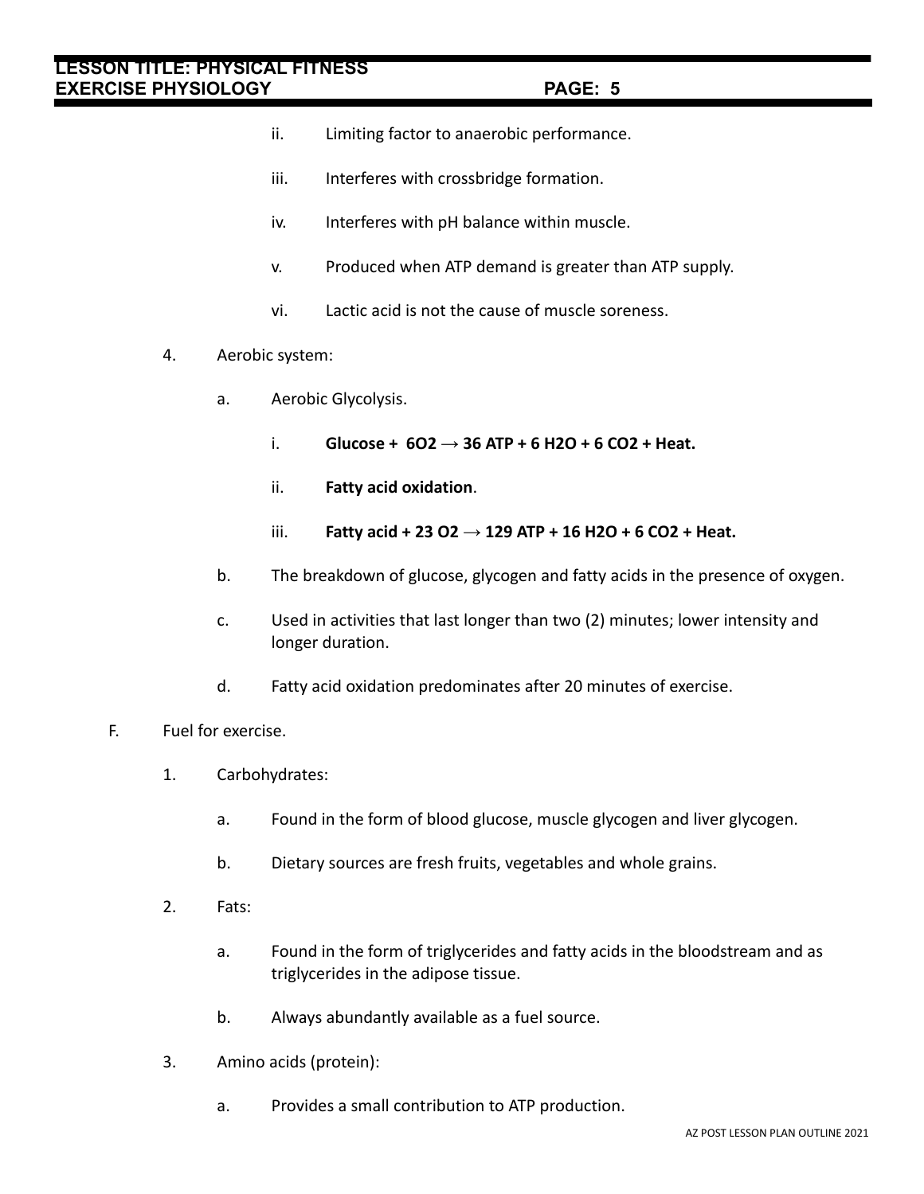ii. Limiting factor to anaerobic performance.

iii. Interferes with crossbridge formation.

iv. Interferes with pH balance within muscle.

v. Produced when ATP demand is greater than ATP supply.

vi. Lactic acid is not the cause of muscle soreness.

4. Aerobic system:

   a. Aerobic Glycolysis.

      i. **Glucose + $6O_2$ → 36 ATP + 6 $H_2O$ + 6 $CO_2$ + Heat.**

      ii. **Fatty acid oxidation**.

      iii. **Fatty acid + 23 $O_2$ → 129 ATP + 16 $H_2O$ + 6 $CO_2$ + Heat.**

   b. The breakdown of glucose, glycogen and fatty acids in the presence of oxygen.

   c. Used in activities that last longer than two (2) minutes; lower intensity and longer duration.

   d. Fatty acid oxidation predominates after 20 minutes of exercise.

F. Fuel for exercise.

1. Carbohydrates:

   a. Found in the form of blood glucose, muscle glycogen and liver glycogen.

   b. Dietary sources are fresh fruits, vegetables and whole grains.

2. Fats:

   a. Found in the form of triglycerides and fatty acids in the bloodstream and as triglycerides in the adipose tissue.

   b. Always abundantly available as a fuel source.

3. Amino acids (protein):

   a. Provides a small contribution to ATP production.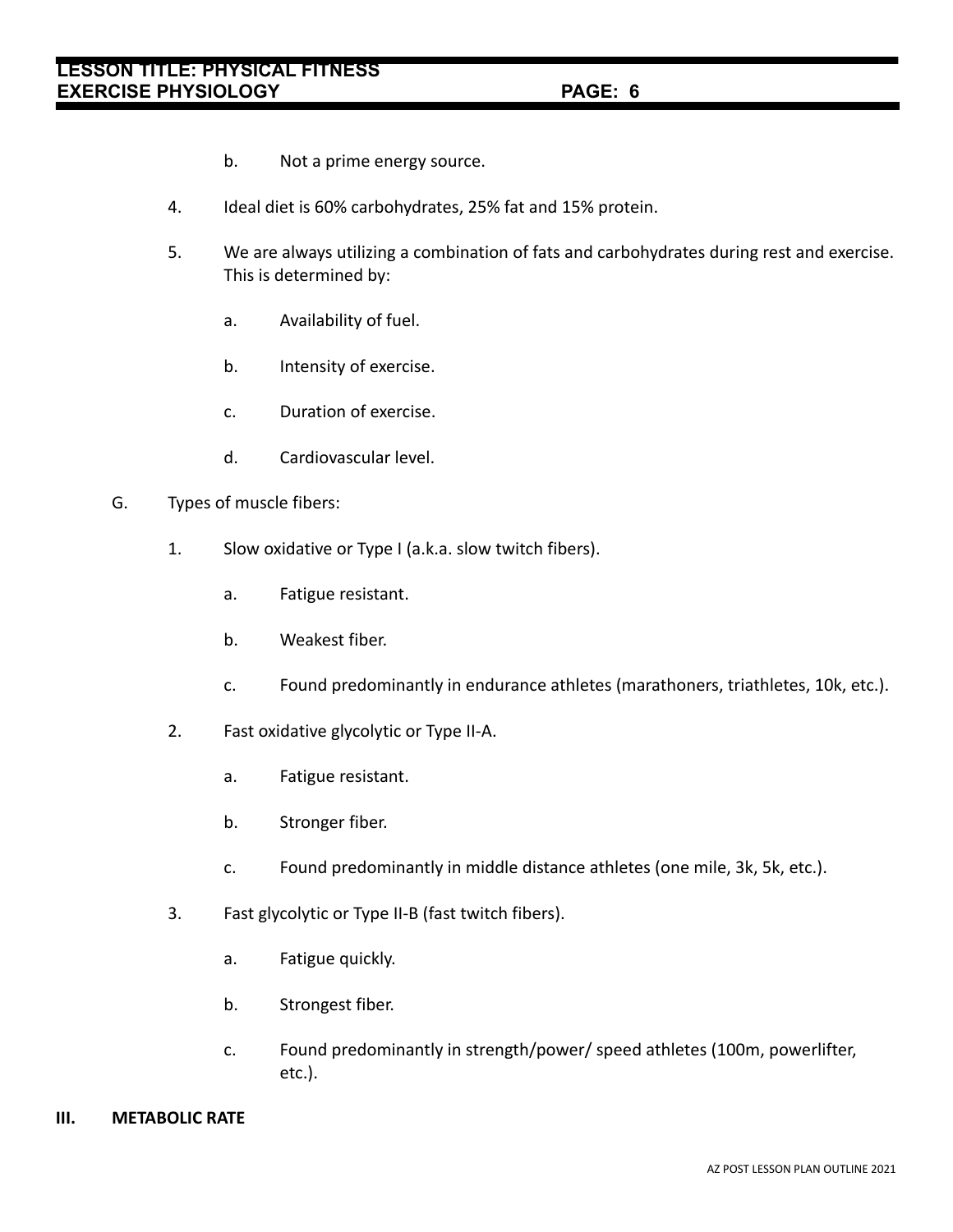b. Not a prime energy source.

4. Ideal diet is 60% carbohydrates, 25% fat and 15% protein.

5. We are always utilizing a combination of fats and carbohydrates during rest and exercise. This is determined by:

   a. Availability of fuel.

   b. Intensity of exercise.

   c. Duration of exercise.

   d. Cardiovascular level.

G. Types of muscle fibers:

1. Slow oxidative or Type I (a.k.a. slow twitch fibers).

   a. Fatigue resistant.

   b. Weakest fiber.

   c. Found predominantly in endurance athletes (marathoners, triathletes, 10k, etc.).

2. Fast oxidative glycolytic or Type II-A.

   a. Fatigue resistant.

   b. Stronger fiber.

   c. Found predominantly in middle distance athletes (one mile, 3k, 5k, etc.).

3. Fast glycolytic or Type II-B (fast twitch fibers).

   a. Fatigue quickly.

   b. Strongest fiber.

   c. Found predominantly in strength/power/ speed athletes (100m, powerlifter, etc.).

## III. METABOLIC RATE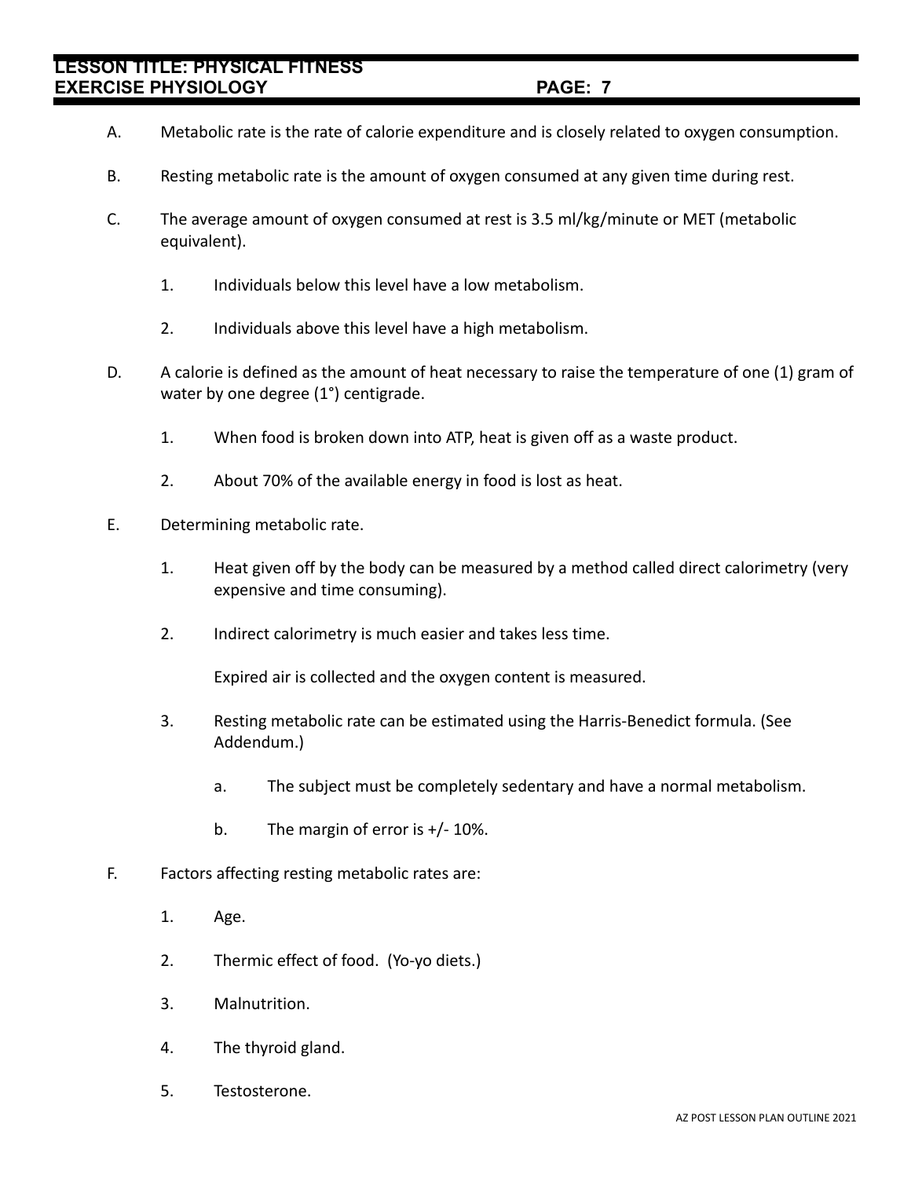A. Metabolic rate is the rate of calorie expenditure and is closely related to oxygen consumption.

B. Resting metabolic rate is the amount of oxygen consumed at any given time during rest.

C. The average amount of oxygen consumed at rest is 3.5 ml/kg/minute or MET (metabolic equivalent).

   1. Individuals below this level have a low metabolism.

   2. Individuals above this level have a high metabolism.

D. A calorie is defined as the amount of heat necessary to raise the temperature of one (1) gram of water by one degree (1°) centigrade.

   1. When food is broken down into ATP, heat is given off as a waste product.

   2. About 70% of the available energy in food is lost as heat.

E. Determining metabolic rate.

   1. Heat given off by the body can be measured by a method called direct calorimetry (very expensive and time consuming).

   2. Indirect calorimetry is much easier and takes less time.

      Expired air is collected and the oxygen content is measured.

   3. Resting metabolic rate can be estimated using the Harris-Benedict formula. (See Addendum.)

      a. The subject must be completely sedentary and have a normal metabolism.

      b. The margin of error is +/- 10%.

F. Factors affecting resting metabolic rates are:

   1. Age.

   2. Thermic effect of food. (Yo-yo diets.)

   3. Malnutrition.

   4. The thyroid gland.

   5. Testosterone.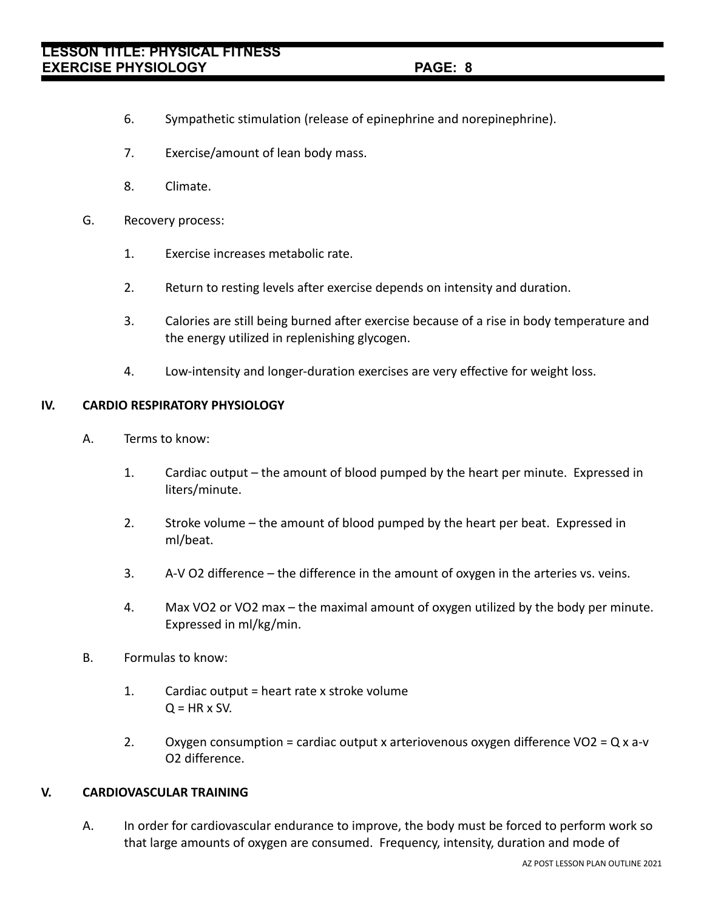6. Sympathetic stimulation (release of epinephrine and norepinephrine).

7. Exercise/amount of lean body mass.

8. Climate.

G. Recovery process:

1. Exercise increases metabolic rate.

2. Return to resting levels after exercise depends on intensity and duration.

3. Calories are still being burned after exercise because of a rise in body temperature and the energy utilized in replenishing glycogen.

4. Low-intensity and longer-duration exercises are very effective for weight loss.

## IV. CARDIO RESPIRATORY PHYSIOLOGY

A. Terms to know:

1. Cardiac output – the amount of blood pumped by the heart per minute. Expressed in liters/minute.

2. Stroke volume – the amount of blood pumped by the heart per beat. Expressed in ml/beat.

3. A-V $O_2$ difference – the difference in the amount of oxygen in the arteries vs. veins.

4. Max $VO_2$ or $VO_2$ max – the maximal amount of oxygen utilized by the body per minute. Expressed in ml/kg/min.

B. Formulas to know:

1. Cardiac output = heart rate x stroke volume
   $Q = HR \times SV$.

2. Oxygen consumption = cardiac output x arteriovenous oxygen difference $VO_2 = Q \times$ a-v $O_2$ difference.

## V. CARDIOVASCULAR TRAINING

A. In order for cardiovascular endurance to improve, the body must be forced to perform work so that large amounts of oxygen are consumed. Frequency, intensity, duration and mode of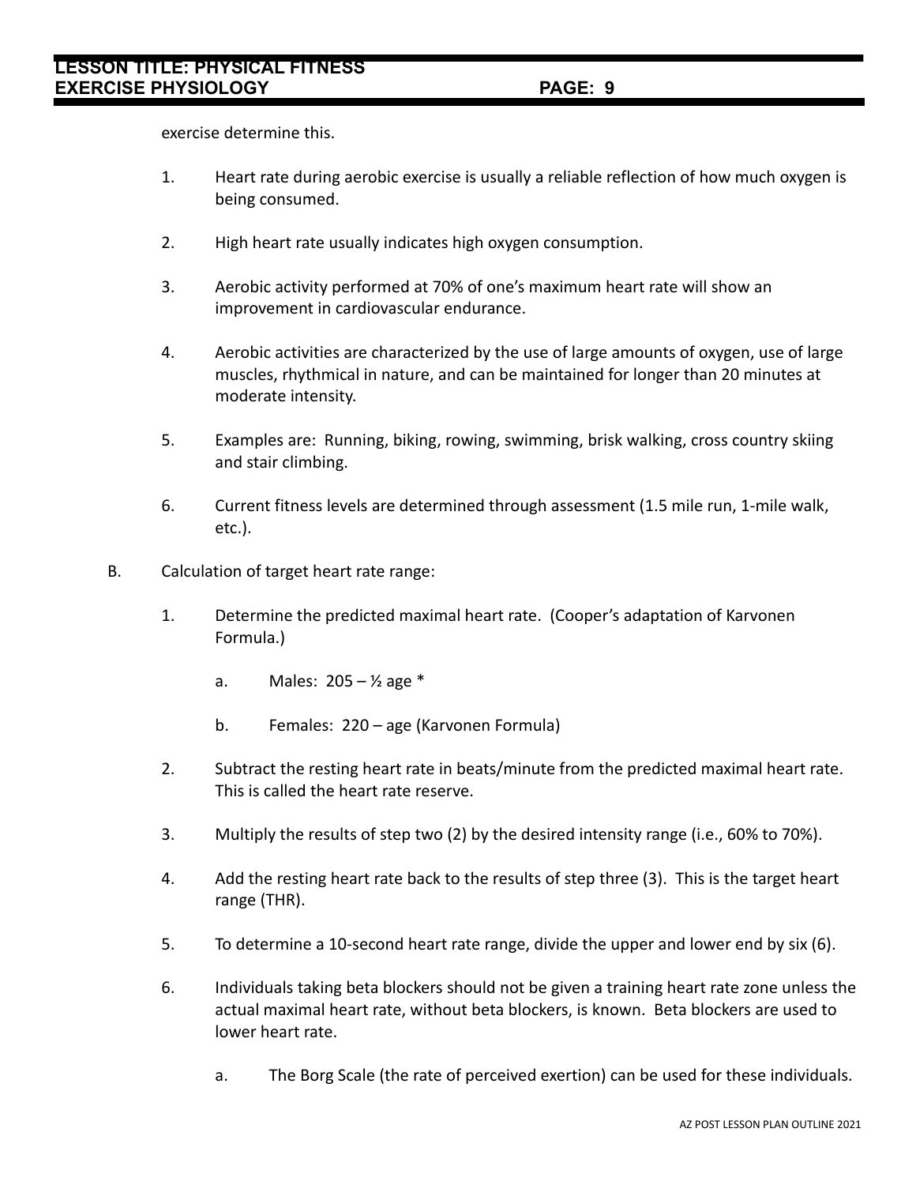exercise determine this.

1. Heart rate during aerobic exercise is usually a reliable reflection of how much oxygen is being consumed.

2. High heart rate usually indicates high oxygen consumption.

3. Aerobic activity performed at 70% of one's maximum heart rate will show an improvement in cardiovascular endurance.

4. Aerobic activities are characterized by the use of large amounts of oxygen, use of large muscles, rhythmical in nature, and can be maintained for longer than 20 minutes at moderate intensity.

5. Examples are: Running, biking, rowing, swimming, brisk walking, cross country skiing and stair climbing.

6. Current fitness levels are determined through assessment (1.5 mile run, 1-mile walk, etc.).

B. Calculation of target heart rate range:

1. Determine the predicted maximal heart rate. (Cooper's adaptation of Karvonen Formula.)

   a. Males: 205 – ½ age *

   b. Females: 220 – age (Karvonen Formula)

2. Subtract the resting heart rate in beats/minute from the predicted maximal heart rate. This is called the heart rate reserve.

3. Multiply the results of step two (2) by the desired intensity range (i.e., 60% to 70%).

4. Add the resting heart rate back to the results of step three (3). This is the target heart range (THR).

5. To determine a 10-second heart rate range, divide the upper and lower end by six (6).

6. Individuals taking beta blockers should not be given a training heart rate zone unless the actual maximal heart rate, without beta blockers, is known. Beta blockers are used to lower heart rate.

   a. The Borg Scale (the rate of perceived exertion) can be used for these individuals.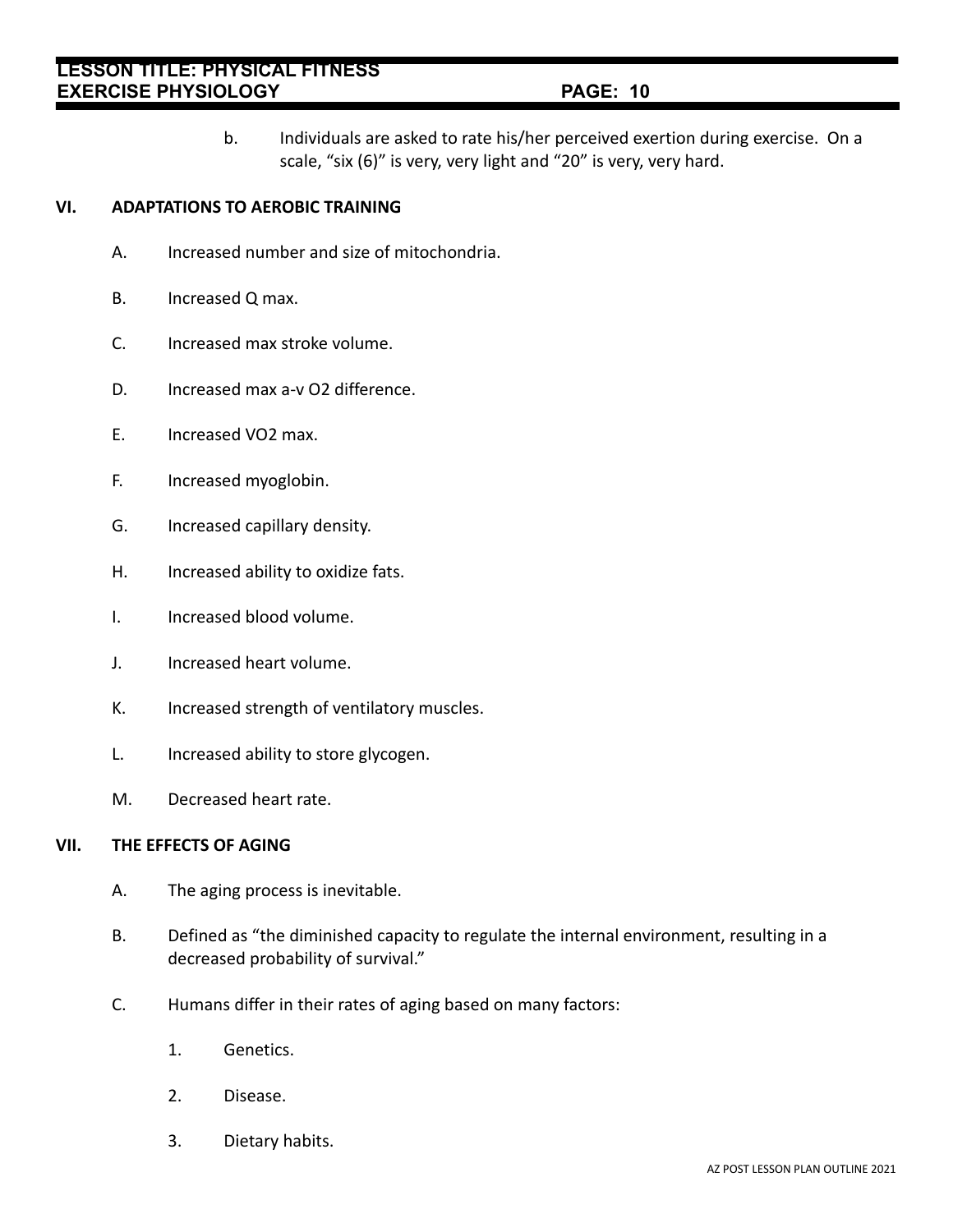b. Individuals are asked to rate his/her perceived exertion during exercise. On a scale, “six (6)” is very, very light and “20” is very, very hard.

## VI. ADAPTATIONS TO AEROBIC TRAINING

A. Increased number and size of mitochondria.

B. Increased Q max.

C. Increased max stroke volume.

D. Increased max a-v $O_2$ difference.

E. Increased $VO_2$ max.

F. Increased myoglobin.

G. Increased capillary density.

H. Increased ability to oxidize fats.

I. Increased blood volume.

J. Increased heart volume.

K. Increased strength of ventilatory muscles.

L. Increased ability to store glycogen.

M. Decreased heart rate.

## VII. THE EFFECTS OF AGING

A. The aging process is inevitable.

B. Defined as “the diminished capacity to regulate the internal environment, resulting in a decreased probability of survival.”

C. Humans differ in their rates of aging based on many factors:

1. Genetics.

2. Disease.

3. Dietary habits.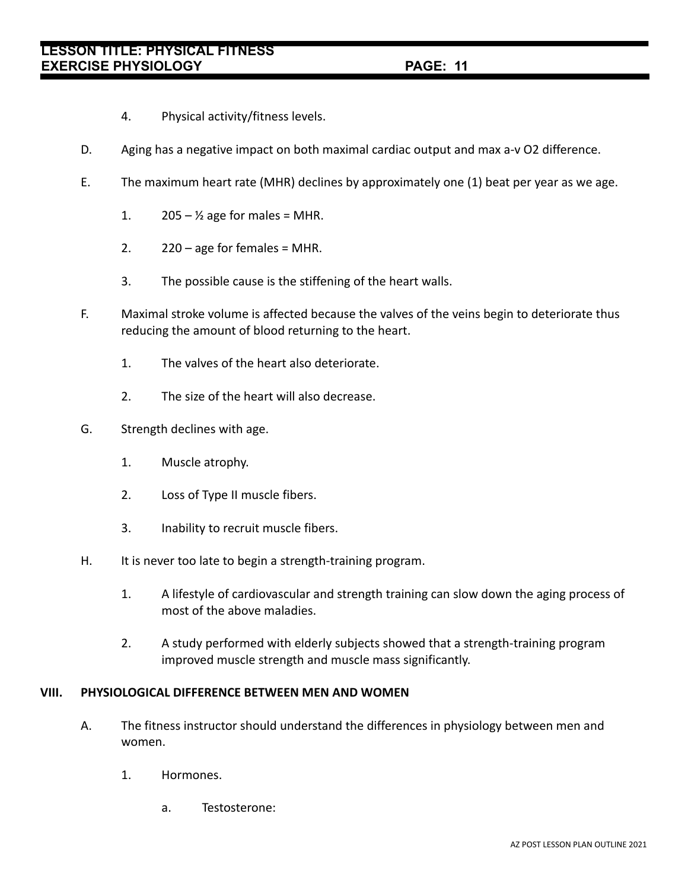4. Physical activity/fitness levels.

D. Aging has a negative impact on both maximal cardiac output and max a-v O2 difference.

E. The maximum heart rate (MHR) declines by approximately one (1) beat per year as we age.

   1. 205 – ½ age for males = MHR.

   2. 220 – age for females = MHR.

   3. The possible cause is the stiffening of the heart walls.

F. Maximal stroke volume is affected because the valves of the veins begin to deteriorate thus reducing the amount of blood returning to the heart.

   1. The valves of the heart also deteriorate.

   2. The size of the heart will also decrease.

G. Strength declines with age.

   1. Muscle atrophy.

   2. Loss of Type II muscle fibers.

   3. Inability to recruit muscle fibers.

H. It is never too late to begin a strength-training program.

   1. A lifestyle of cardiovascular and strength training can slow down the aging process of most of the above maladies.

   2. A study performed with elderly subjects showed that a strength-training program improved muscle strength and muscle mass significantly.

## VIII. PHYSIOLOGICAL DIFFERENCE BETWEEN MEN AND WOMEN

A. The fitness instructor should understand the differences in physiology between men and women.

   1. Hormones.

      a. Testosterone: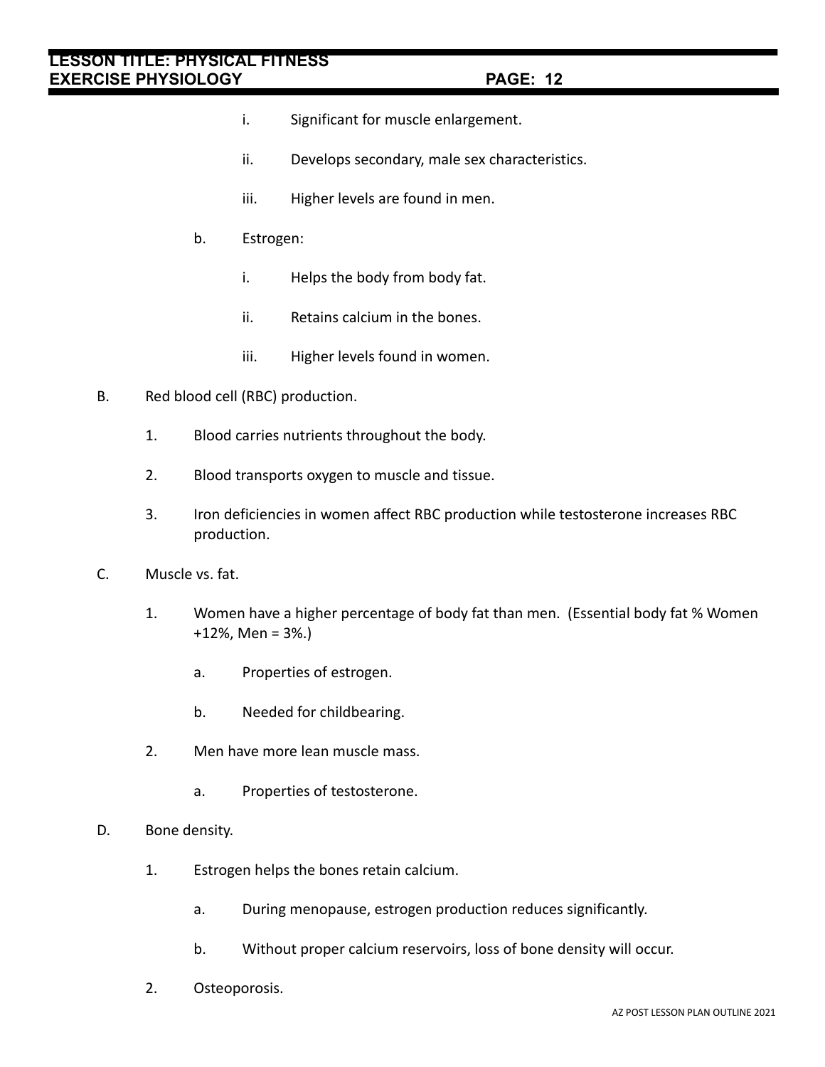i. Significant for muscle enlargement.

ii. Develops secondary, male sex characteristics.

iii. Higher levels are found in men.

b. Estrogen:

i. Helps the body from body fat.

ii. Retains calcium in the bones.

iii. Higher levels found in women.

B. Red blood cell (RBC) production.

1. Blood carries nutrients throughout the body.

2. Blood transports oxygen to muscle and tissue.

3. Iron deficiencies in women affect RBC production while testosterone increases RBC production.

C. Muscle vs. fat.

1. Women have a higher percentage of body fat than men. (Essential body fat % Women +12%, Men = 3%.)

a. Properties of estrogen.

b. Needed for childbearing.

2. Men have more lean muscle mass.

a. Properties of testosterone.

D. Bone density.

1. Estrogen helps the bones retain calcium.

a. During menopause, estrogen production reduces significantly.

b. Without proper calcium reservoirs, loss of bone density will occur.

2. Osteoporosis.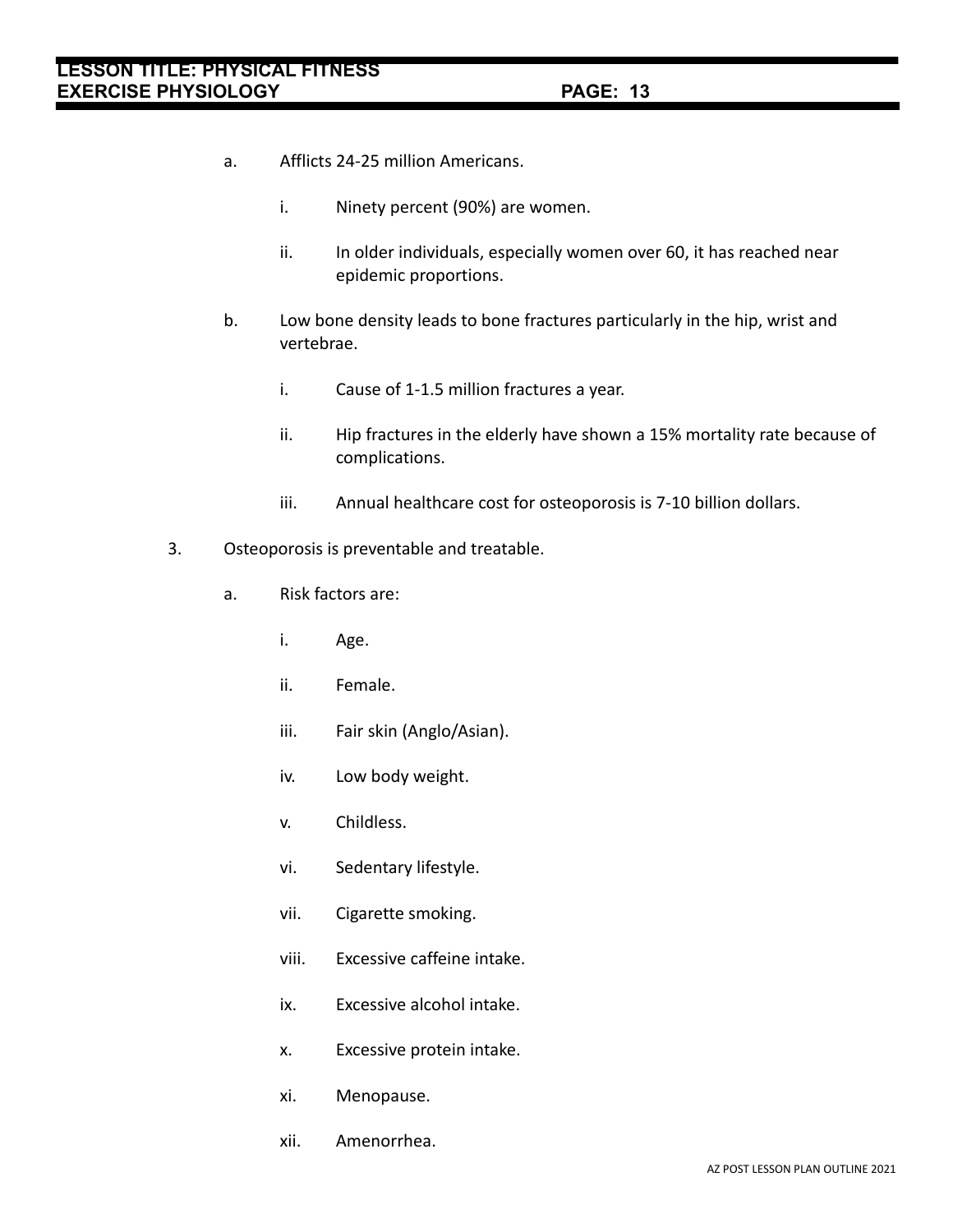a. Afflicts 24-25 million Americans.

   i. Ninety percent (90%) are women.

   ii. In older individuals, especially women over 60, it has reached near epidemic proportions.

b. Low bone density leads to bone fractures particularly in the hip, wrist and vertebrae.

   i. Cause of 1-1.5 million fractures a year.

   ii. Hip fractures in the elderly have shown a 15% mortality rate because of complications.

   iii. Annual healthcare cost for osteoporosis is 7-10 billion dollars.

3. Osteoporosis is preventable and treatable.

   a. Risk factors are:

      i. Age.

      ii. Female.

      iii. Fair skin (Anglo/Asian).

      iv. Low body weight.

      v. Childless.

      vi. Sedentary lifestyle.

      vii. Cigarette smoking.

      viii. Excessive caffeine intake.

      ix. Excessive alcohol intake.

      x. Excessive protein intake.

      xi. Menopause.

      xii. Amenorrhea.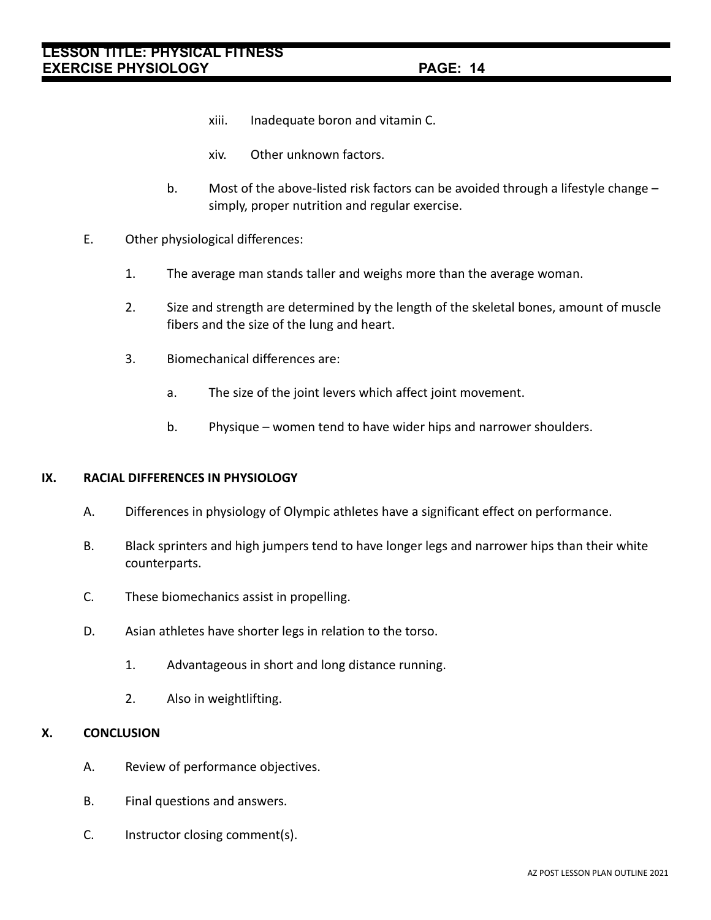xiii. Inadequate boron and vitamin C.

xiv. Other unknown factors.

b. Most of the above-listed risk factors can be avoided through a lifestyle change – simply, proper nutrition and regular exercise.

E. Other physiological differences:

1. The average man stands taller and weighs more than the average woman.

2. Size and strength are determined by the length of the skeletal bones, amount of muscle fibers and the size of the lung and heart.

3. Biomechanical differences are:

a. The size of the joint levers which affect joint movement.

b. Physique – women tend to have wider hips and narrower shoulders.

## IX. RACIAL DIFFERENCES IN PHYSIOLOGY

A. Differences in physiology of Olympic athletes have a significant effect on performance.

B. Black sprinters and high jumpers tend to have longer legs and narrower hips than their white counterparts.

C. These biomechanics assist in propelling.

D. Asian athletes have shorter legs in relation to the torso.

1. Advantageous in short and long distance running.

2. Also in weightlifting.

## X. CONCLUSION

A. Review of performance objectives.

B. Final questions and answers.

C. Instructor closing comment(s).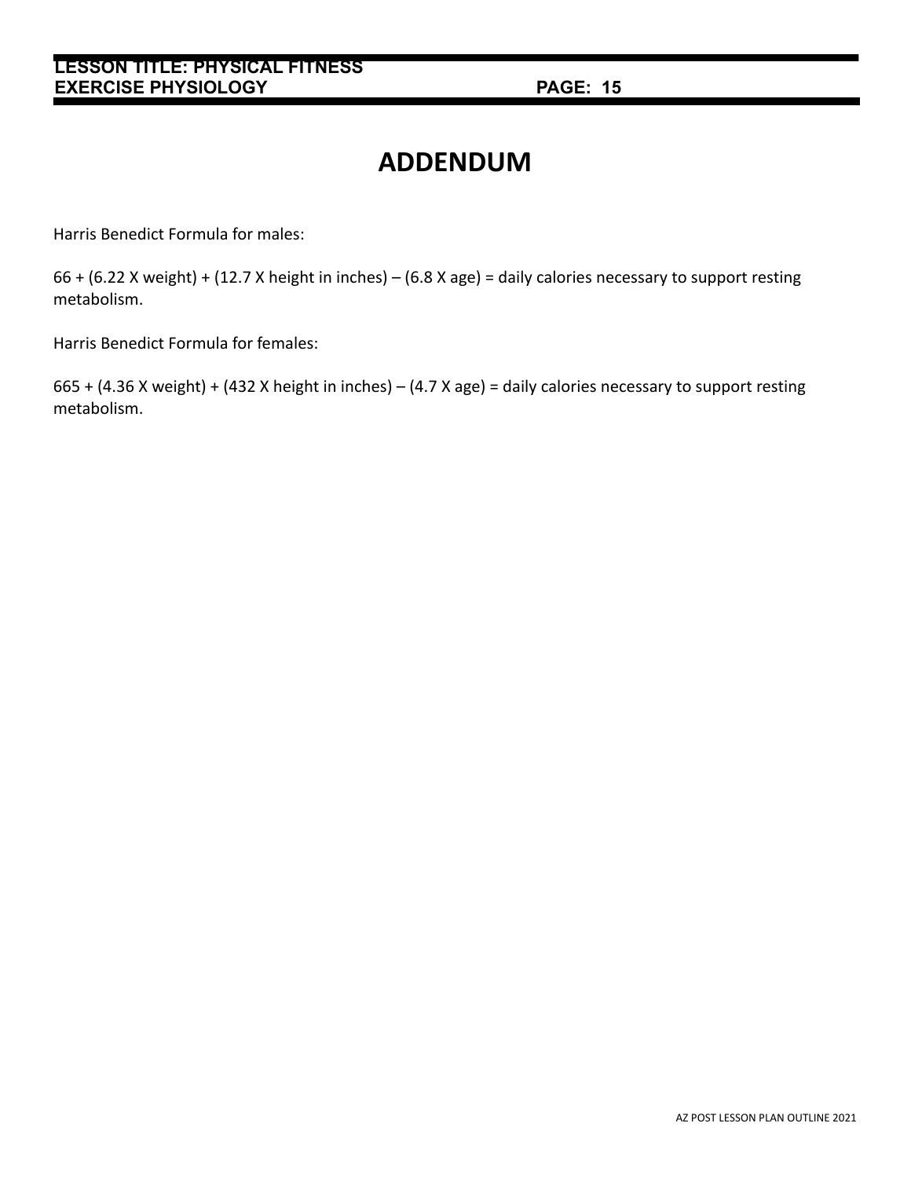# ADDENDUM

Harris Benedict Formula for males:

66 + (6.22 X weight) + (12.7 X height in inches) – (6.8 X age) = daily calories necessary to support resting metabolism.

Harris Benedict Formula for females:

665 + (4.36 X weight) + (432 X height in inches) – (4.7 X age) = daily calories necessary to support resting metabolism.